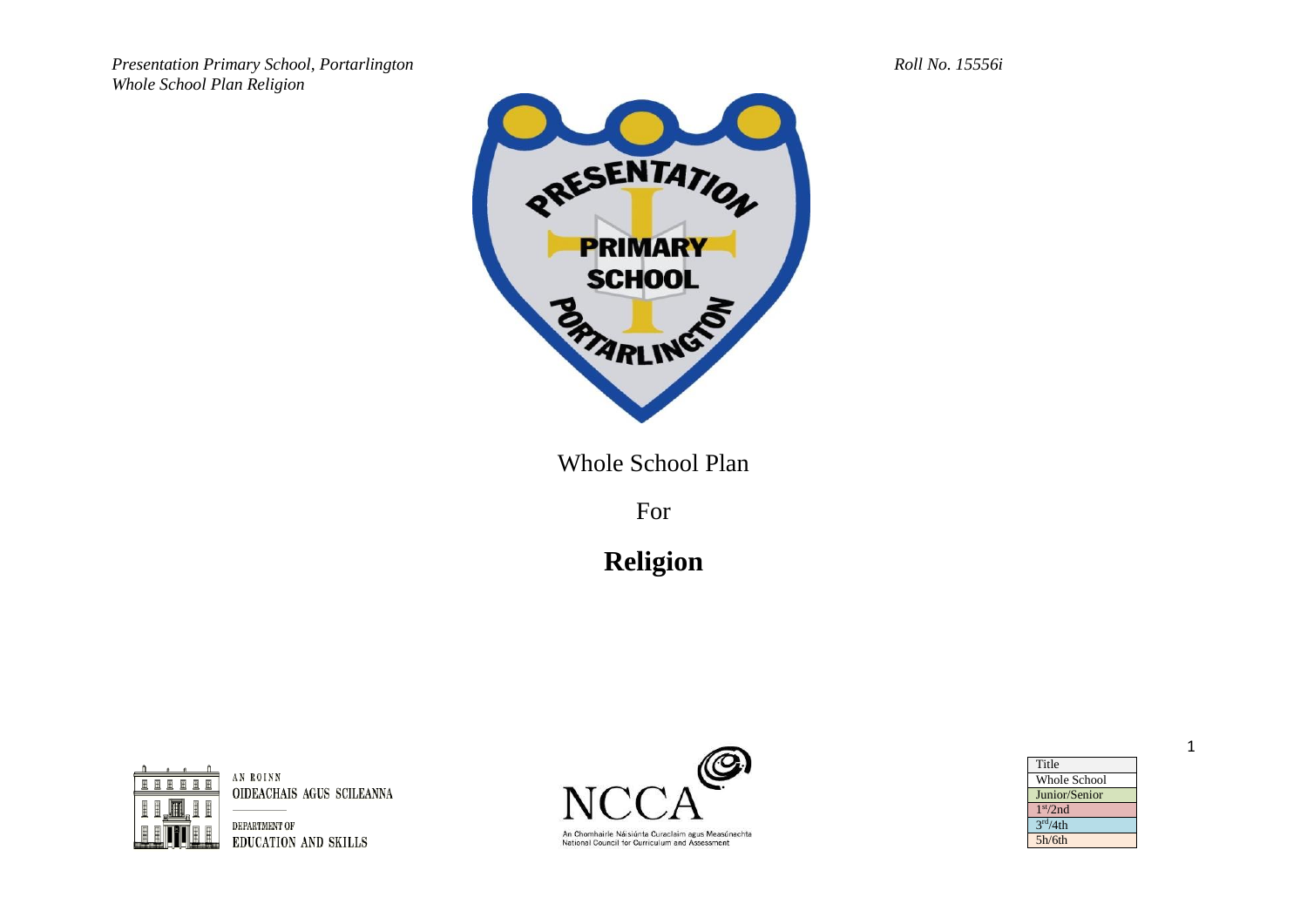*Presentation Primary School, Portarlington*
*Whole School Plan Religion*

Roll No. 15556i

Whole School Plan

For

# Religion

AN ROINN
OIDEACHAIS AGUS SCILEANNA

DEPARTMENT OF
EDUCATION AND SKILLS

NCCA

An Chomhairle Náisiúnta Curaclaim agus Measúnachta
National Council for Curriculum and Assessment

| Title |
|---|
| Whole School |
| Junior/Senior |
| 1st/2nd |
| 3rd/4th |
| 5h/6th |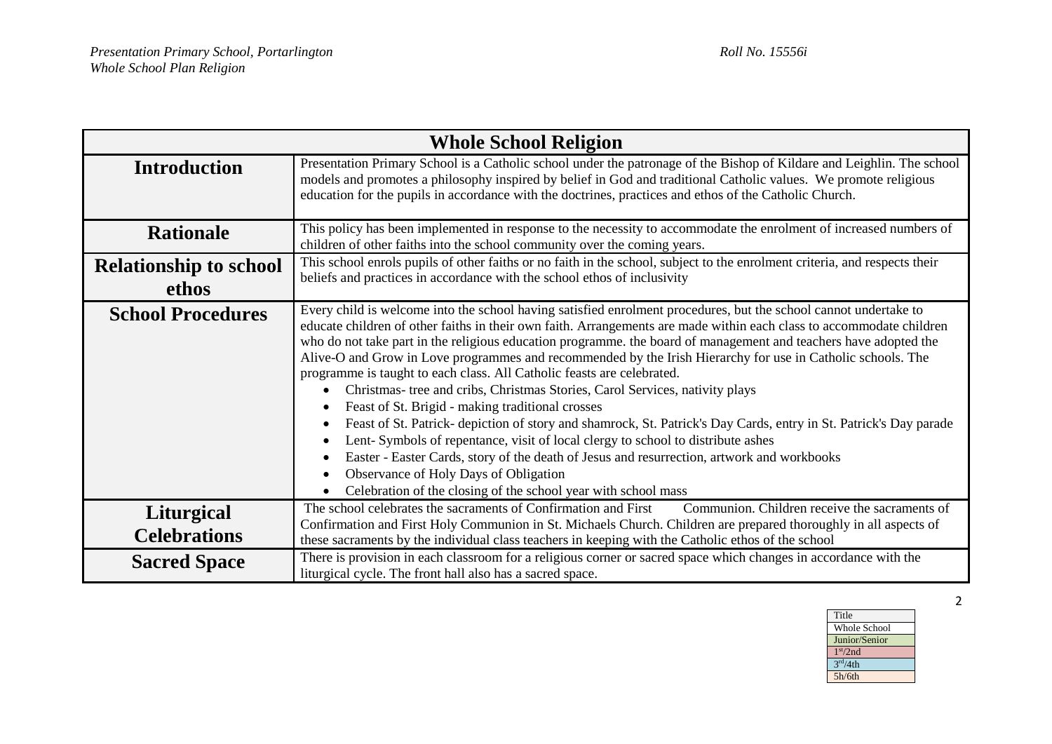| Whole School Religion | |
|---|---|
| **Introduction** | Presentation Primary School is a Catholic school under the patronage of the Bishop of Kildare and Leighlin. The school models and promotes a philosophy inspired by belief in God and traditional Catholic values. We promote religious education for the pupils in accordance with the doctrines, practices and ethos of the Catholic Church. |
| **Rationale** | This policy has been implemented in response to the necessity to accommodate the enrolment of increased numbers of children of other faiths into the school community over the coming years. |
| **Relationship to school ethos** | This school enrols pupils of other faiths or no faith in the school, subject to the enrolment criteria, and respects their beliefs and practices in accordance with the school ethos of inclusivity |
| **School Procedures** | Every child is welcome into the school having satisfied enrolment procedures, but the school cannot undertake to educate children of other faiths in their own faith. Arrangements are made within each class to accommodate children who do not take part in the religious education programme. the board of management and teachers have adopted the Alive-O and Grow in Love programmes and recommended by the Irish Hierarchy for use in Catholic schools. The programme is taught to each class. All Catholic feasts are celebrated.<br>• Christmas- tree and cribs, Christmas Stories, Carol Services, nativity plays<br>• Feast of St. Brigid - making traditional crosses<br>• Feast of St. Patrick- depiction of story and shamrock, St. Patrick's Day Cards, entry in St. Patrick's Day parade<br>• Lent- Symbols of repentance, visit of local clergy to school to distribute ashes<br>• Easter - Easter Cards, story of the death of Jesus and resurrection, artwork and workbooks<br>• Observance of Holy Days of Obligation<br>• Celebration of the closing of the school year with school mass |
| **Liturgical Celebrations** | The school celebrates the sacraments of Confirmation and First Communion. Children receive the sacraments of Confirmation and First Holy Communion in St. Michaels Church. Children are prepared thoroughly in all aspects of these sacraments by the individual class teachers in keeping with the Catholic ethos of the school |
| **Sacred Space** | There is provision in each classroom for a religious corner or sacred space which changes in accordance with the liturgical cycle. The front hall also has a sacred space. |

| Title |
|---|
| Whole School |
| Junior/Senior |
| 1st/2nd |
| 3rd/4th |
| 5h/6th |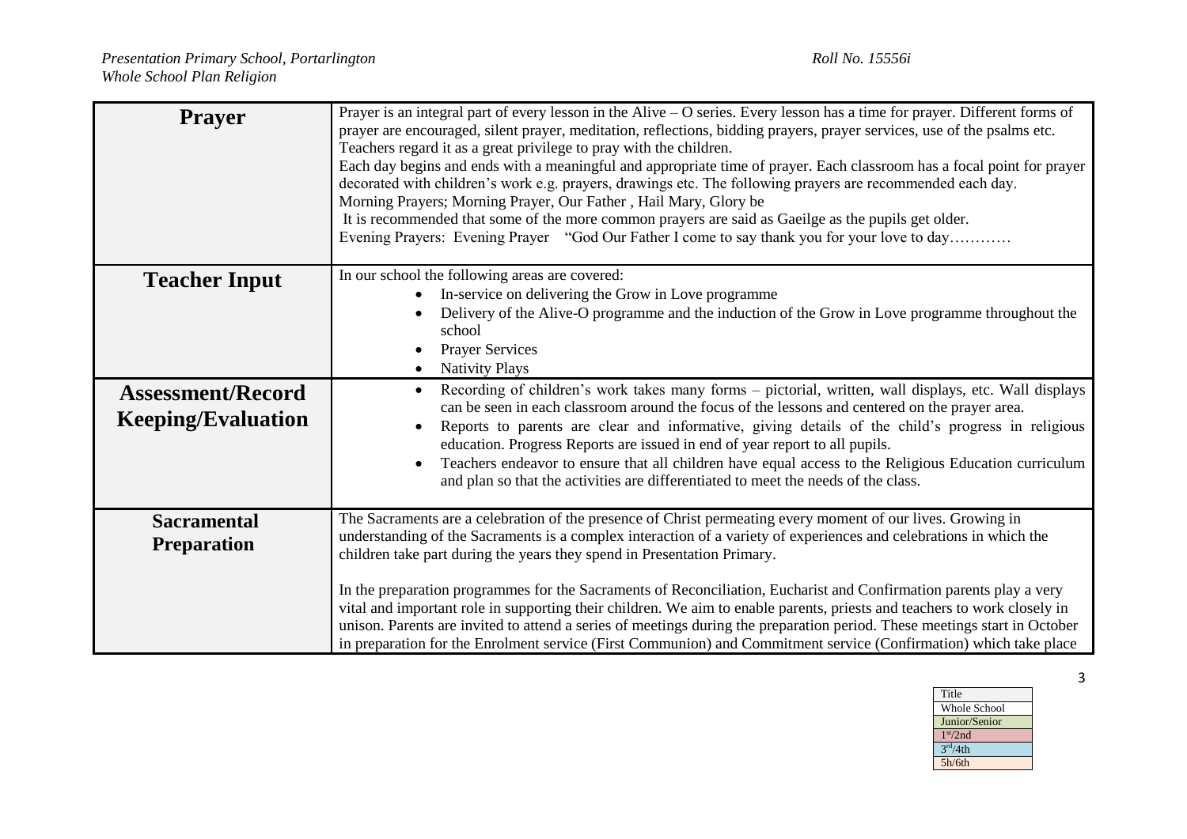| | |
|---|---|
| **Prayer** | Prayer is an integral part of every lesson in the Alive – O series. Every lesson has a time for prayer. Different forms of prayer are encouraged, silent prayer, meditation, reflections, bidding prayers, prayer services, use of the psalms etc. Teachers regard it as a great privilege to pray with the children. Each day begins and ends with a meaningful and appropriate time of prayer. Each classroom has a focal point for prayer decorated with children's work e.g. prayers, drawings etc. The following prayers are recommended each day. Morning Prayers; Morning Prayer, Our Father , Hail Mary, Glory be It is recommended that some of the more common prayers are said as Gaeilge as the pupils get older. Evening Prayers: Evening Prayer "God Our Father I come to say thank you for your love to day………… |
| **Teacher Input** | In our school the following areas are covered: <ul><li>In-service on delivering the Grow in Love programme</li><li>Delivery of the Alive-O programme and the induction of the Grow in Love programme throughout the school</li><li>Prayer Services</li><li>Nativity Plays</li></ul> |
| **Assessment/Record Keeping/Evaluation** | <ul><li>Recording of children's work takes many forms – pictorial, written, wall displays, etc. Wall displays can be seen in each classroom around the focus of the lessons and centered on the prayer area.</li><li>Reports to parents are clear and informative, giving details of the child's progress in religious education. Progress Reports are issued in end of year report to all pupils.</li><li>Teachers endeavor to ensure that all children have equal access to the Religious Education curriculum and plan so that the activities are differentiated to meet the needs of the class.</li></ul> |
| **Sacramental Preparation** | The Sacraments are a celebration of the presence of Christ permeating every moment of our lives. Growing in understanding of the Sacraments is a complex interaction of a variety of experiences and celebrations in which the children take part during the years they spend in Presentation Primary.<br><br>In the preparation programmes for the Sacraments of Reconciliation, Eucharist and Confirmation parents play a very vital and important role in supporting their children. We aim to enable parents, priests and teachers to work closely in unison. Parents are invited to attend a series of meetings during the preparation period. These meetings start in October in preparation for the Enrolment service (First Communion) and Commitment service (Confirmation) which take place |

| Title |
|---|
| Whole School |
| Junior/Senior |
| 1st/2nd |
| 3rd/4th |
| 5h/6th |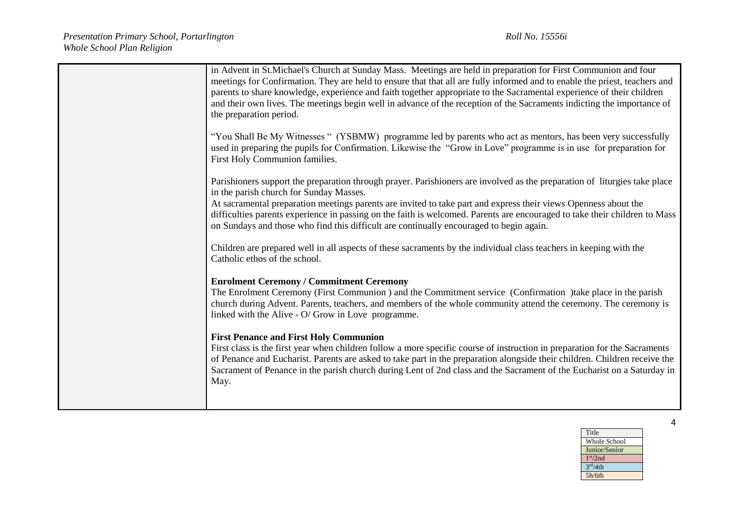| | |
|---|---|
| | in Advent in St.Michael's Church at Sunday Mass. Meetings are held in preparation for First Communion and four meetings for Confirmation. They are held to ensure that that all are fully informed and to enable the priest, teachers and parents to share knowledge, experience and faith together appropriate to the Sacramental experience of their children and their own lives. The meetings begin well in advance of the reception of the Sacraments indicting the importance of the preparation period.<br><br>"You Shall Be My Witnesses " (YSBMW) programme led by parents who act as mentors, has been very successfully used in preparing the pupils for Confirmation. Likewise the "Grow in Love" programme is in use for preparation for First Holy Communion families.<br><br>Parishioners support the preparation through prayer. Parishioners are involved as the preparation of liturgies take place in the parish church for Sunday Masses.<br>At sacramental preparation meetings parents are invited to take part and express their views Openness about the difficulties parents experience in passing on the faith is welcomed. Parents are encouraged to take their children to Mass on Sundays and those who find this difficult are continually encouraged to begin again.<br><br>Children are prepared well in all aspects of these sacraments by the individual class teachers in keeping with the Catholic ethos of the school.<br><br>**Enrolment Ceremony / Commitment Ceremony**<br>The Enrolment Ceremony (First Communion ) and the Commitment service (Confirmation )take place in the parish church during Advent. Parents, teachers, and members of the whole community attend the ceremony. The ceremony is linked with the Alive - O/ Grow in Love programme.<br><br>**First Penance and First Holy Communion**<br>First class is the first year when children follow a more specific course of instruction in preparation for the Sacraments of Penance and Eucharist. Parents are asked to take part in the preparation alongside their children. Children receive the Sacrament of Penance in the parish church during Lent of 2nd class and the Sacrament of the Eucharist on a Saturday in May. |

| Title |
|---|
| Whole School |
| Junior/Senior |
| 1st/2nd |
| 3rd/4th |
| 5h/6th |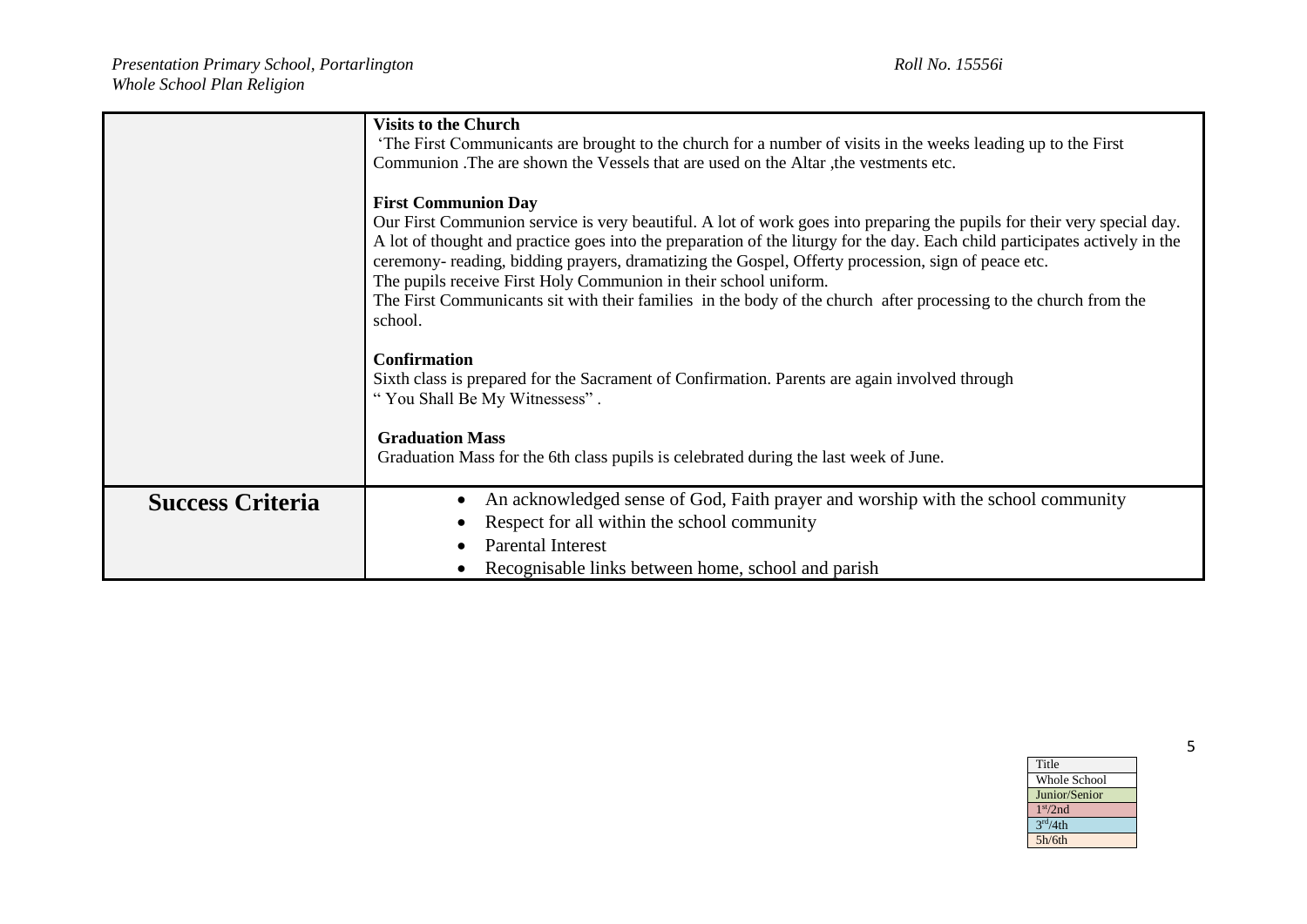| | |
|---|---|
| | **Visits to the Church**<br>'The First Communicants are brought to the church for a number of visits in the weeks leading up to the First Communion .The are shown the Vessels that are used on the Altar ,the vestments etc.<br><br>**First Communion Day**<br>Our First Communion service is very beautiful. A lot of work goes into preparing the pupils for their very special day. A lot of thought and practice goes into the preparation of the liturgy for the day. Each child participates actively in the ceremony- reading, bidding prayers, dramatizing the Gospel, Offerty procession, sign of peace etc.<br>The pupils receive First Holy Communion in their school uniform.<br>The First Communicants sit with their families in the body of the church after processing to the church from the school.<br><br>**Confirmation**<br>Sixth class is prepared for the Sacrament of Confirmation. Parents are again involved through " You Shall Be My Witnessess" .<br><br>**Graduation Mass**<br>Graduation Mass for the 6th class pupils is celebrated during the last week of June. |
| **Success Criteria** | • An acknowledged sense of God, Faith prayer and worship with the school community<br>• Respect for all within the school community<br>• Parental Interest<br>• Recognisable links between home, school and parish |

| Title |
|---|
| Whole School |
| Junior/Senior |
| 1st/2nd |
| 3rd/4th |
| 5h/6th |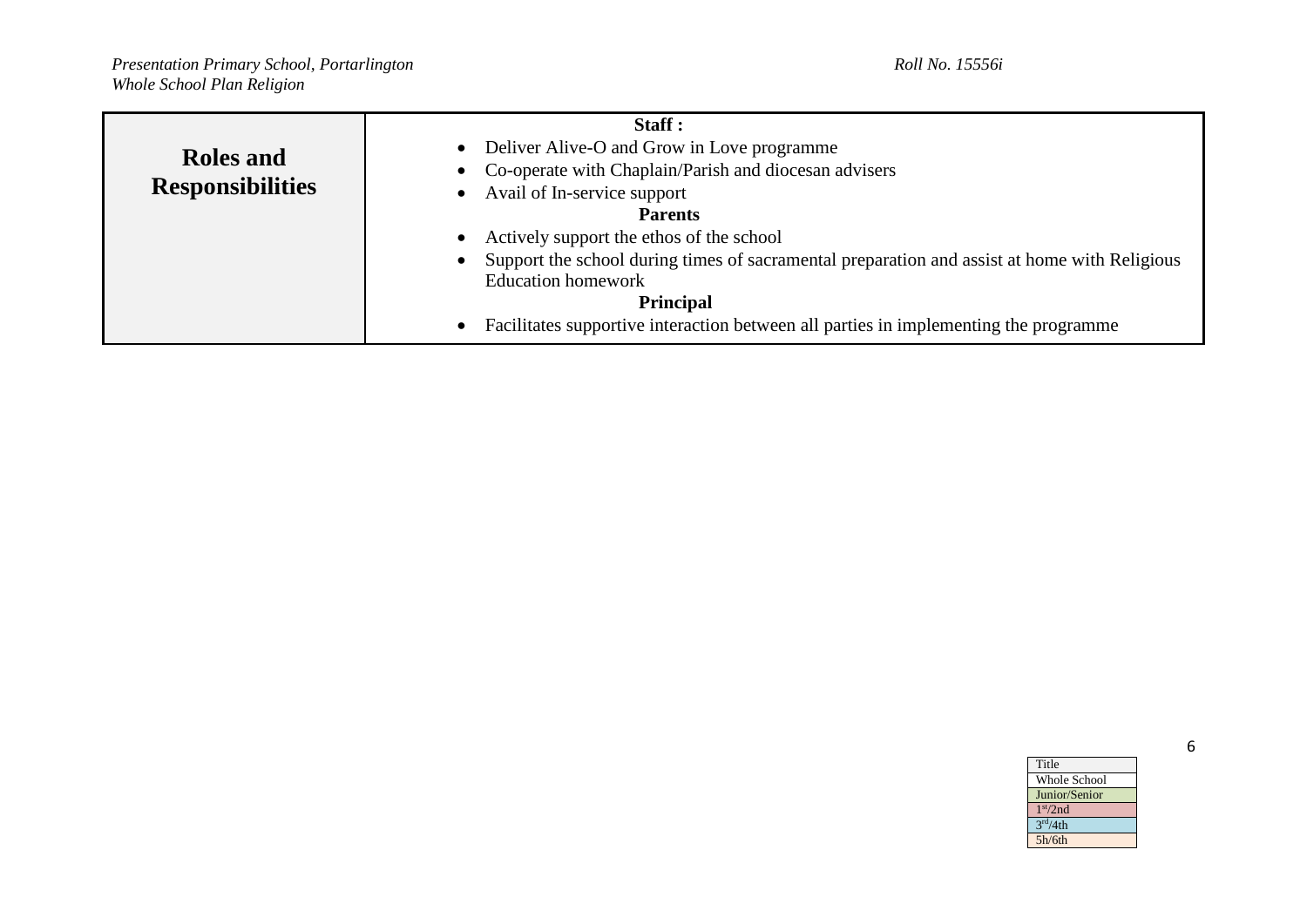| **Roles and Responsibilities** | **Staff :**<br>• Deliver Alive-O and Grow in Love programme<br>• Co-operate with Chaplain/Parish and diocesan advisers<br>• Avail of In-service support<br>**Parents**<br>• Actively support the ethos of the school<br>• Support the school during times of sacramental preparation and assist at home with Religious Education homework<br>**Principal**<br>• Facilitates supportive interaction between all parties in implementing the programme |
|---|---|

| Title |
|---|
| Whole School |
| Junior/Senior |
| 1st/2nd |
| 3rd/4th |
| 5h/6th |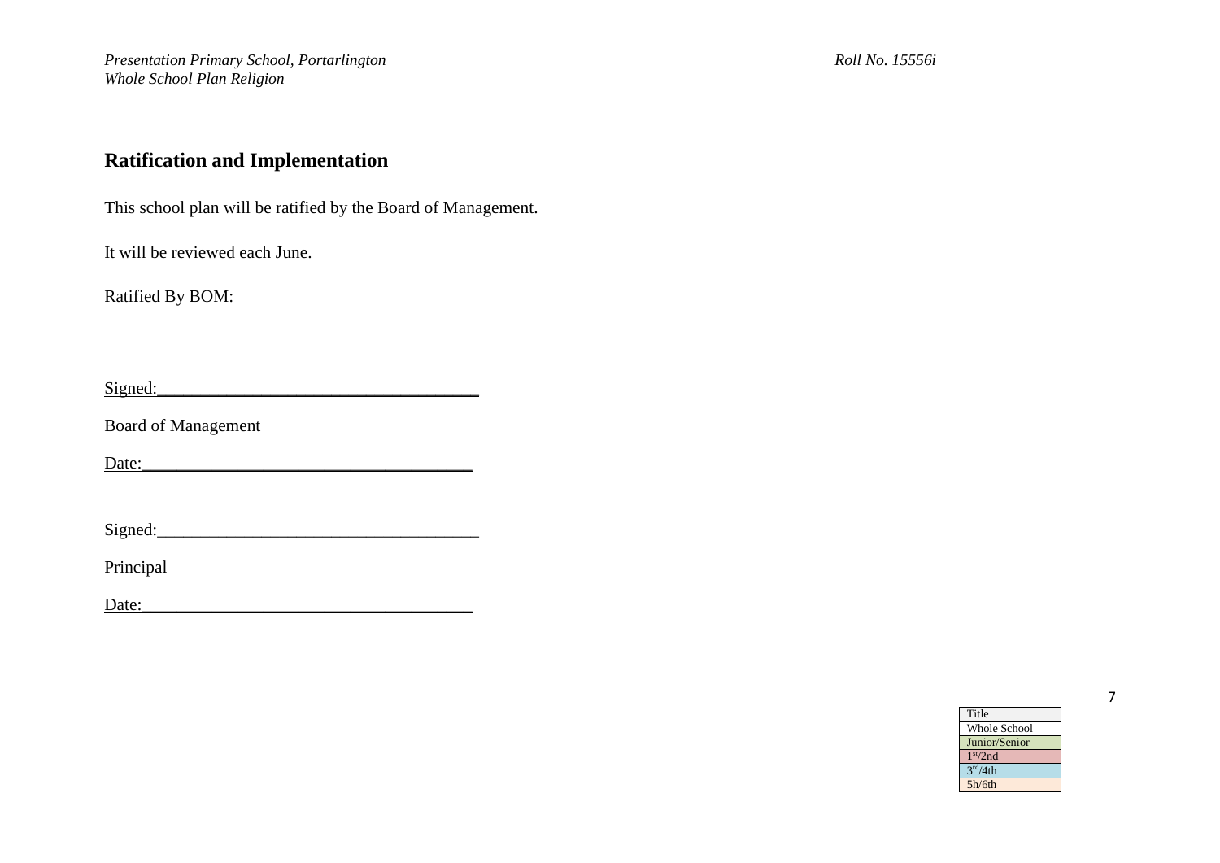## Ratification and Implementation

This school plan will be ratified by the Board of Management.

It will be reviewed each June.

Ratified By BOM:

Signed:\_\_\_\_\_\_\_\_\_\_\_\_\_\_\_\_\_\_\_\_\_\_\_\_\_\_\_\_\_\_\_\_\_\_\_\_

Board of Management

Date:\_\_\_\_\_\_\_\_\_\_\_\_\_\_\_\_\_\_\_\_\_\_\_\_\_\_\_\_\_\_\_\_\_\_\_\_

Signed:\_\_\_\_\_\_\_\_\_\_\_\_\_\_\_\_\_\_\_\_\_\_\_\_\_\_\_\_\_\_\_\_\_\_\_\_

Principal

Date:\_\_\_\_\_\_\_\_\_\_\_\_\_\_\_\_\_\_\_\_\_\_\_\_\_\_\_\_\_\_\_\_\_\_\_\_

| Title |
| --- |
| Whole School |
| Junior/Senior |
| 1st/2nd |
| 3rd/4th |
| 5h/6th |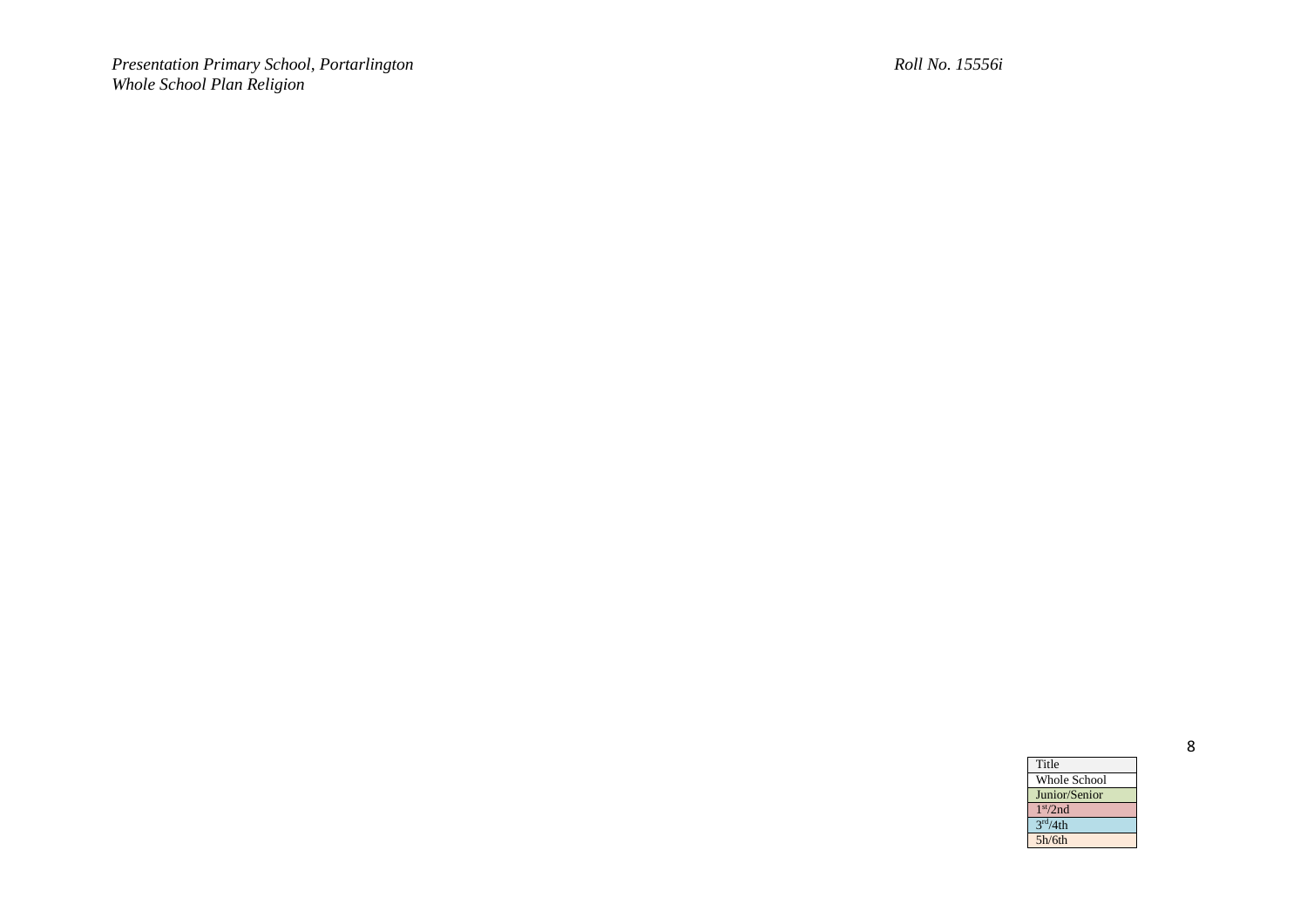| |
|---|
| Title |
| Whole School |
| Junior/Senior |
| 1st/2nd |
| 3rd/4th |
| 5h/6th |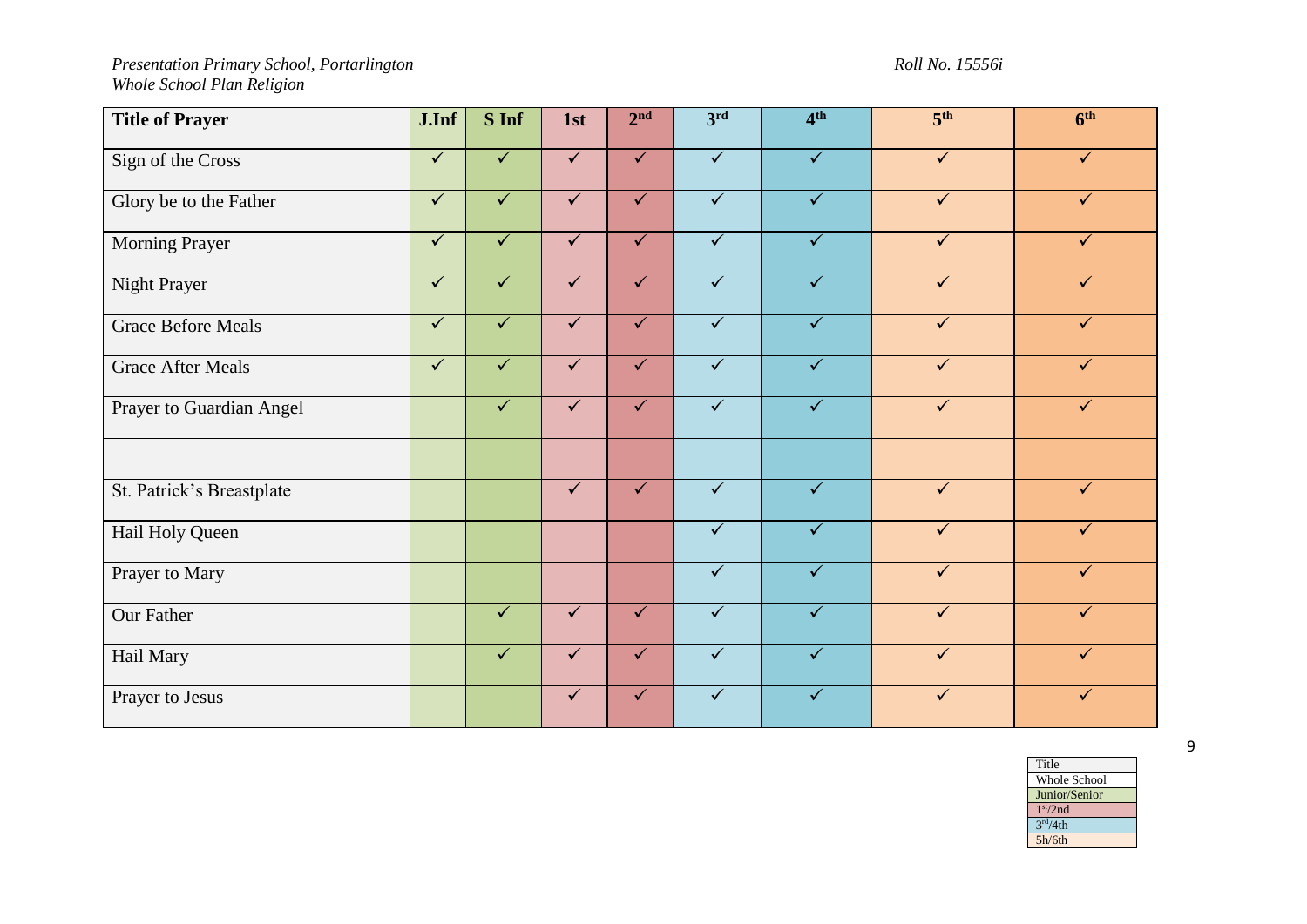| Title of Prayer | J.Inf | S Inf | 1st | 2nd | 3rd | 4th | 5th | 6th |
|---|---|---|---|---|---|---|---|---|
| Sign of the Cross | ✓ | ✓ | ✓ | ✓ | ✓ | ✓ | ✓ | ✓ |
| Glory be to the Father | ✓ | ✓ | ✓ | ✓ | ✓ | ✓ | ✓ | ✓ |
| Morning Prayer | ✓ | ✓ | ✓ | ✓ | ✓ | ✓ | ✓ | ✓ |
| Night Prayer | ✓ | ✓ | ✓ | ✓ | ✓ | ✓ | ✓ | ✓ |
| Grace Before Meals | ✓ | ✓ | ✓ | ✓ | ✓ | ✓ | ✓ | ✓ |
| Grace After Meals | ✓ | ✓ | ✓ | ✓ | ✓ | ✓ | ✓ | ✓ |
| Prayer to Guardian Angel | | ✓ | ✓ | ✓ | ✓ | ✓ | ✓ | ✓ |
| | | | | | | | | |
| St. Patrick's Breastplate | | | ✓ | ✓ | ✓ | ✓ | ✓ | ✓ |
| Hail Holy Queen | | | | | ✓ | ✓ | ✓ | ✓ |
| Prayer to Mary | | | | | ✓ | ✓ | ✓ | ✓ |
| Our Father | | ✓ | ✓ | ✓ | ✓ | ✓ | ✓ | ✓ |
| Hail Mary | | ✓ | ✓ | ✓ | ✓ | ✓ | ✓ | ✓ |
| Prayer to Jesus | | | ✓ | ✓ | ✓ | ✓ | ✓ | ✓ |

| Title |
|---|
| Whole School |
| Junior/Senior |
| 1st/2nd |
| 3rd/4th |
| 5h/6th |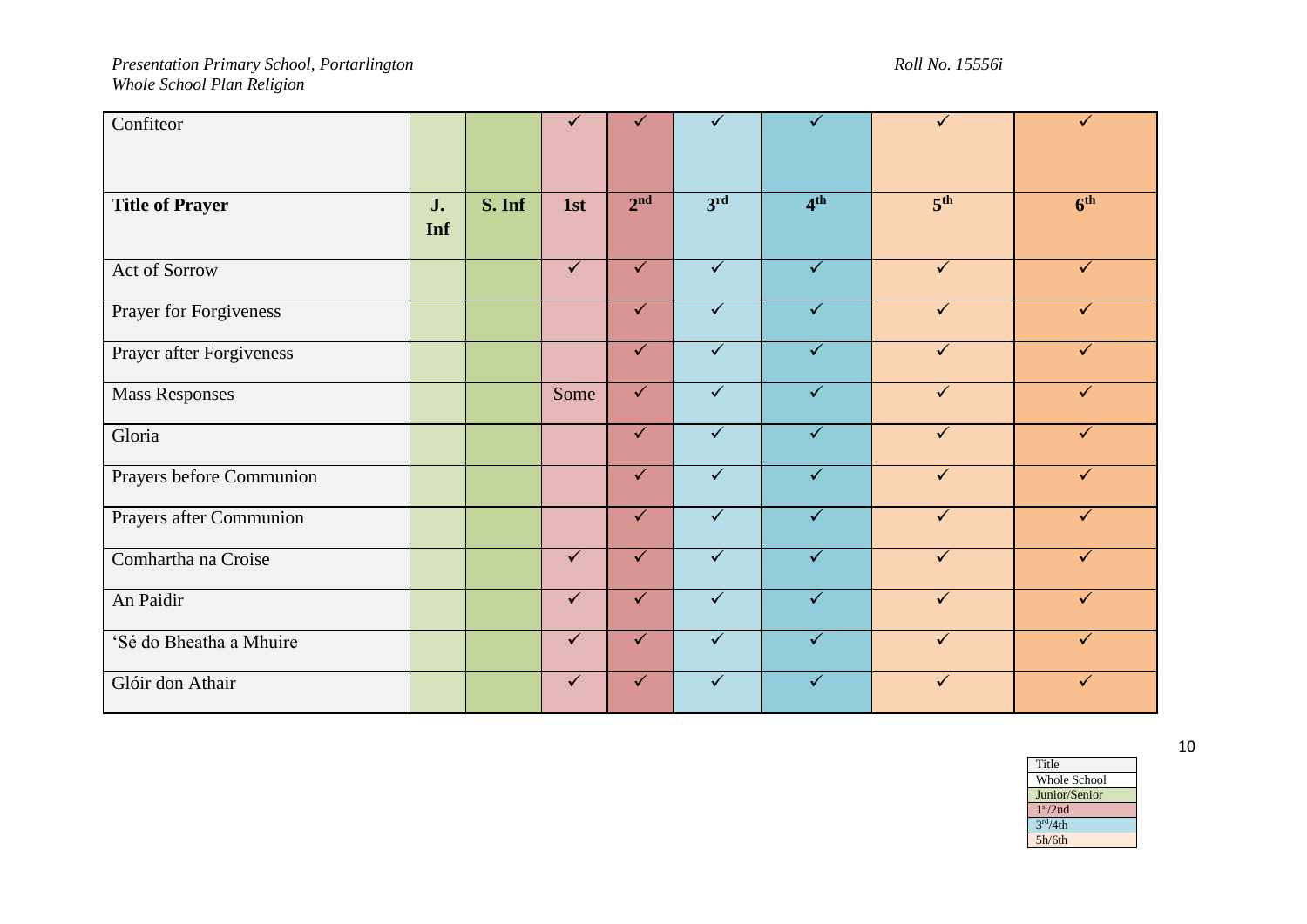| Confiteor | | | ✓ | ✓ | ✓ | ✓ | ✓ | ✓ |
|---|---|---|---|---|---|---|---|---|
| **Title of Prayer** | **J. Inf** | **S. Inf** | **1st** | **2nd** | **3rd** | **4th** | **5th** | **6th** |
| Act of Sorrow | | | ✓ | ✓ | ✓ | ✓ | ✓ | ✓ |
| Prayer for Forgiveness | | | | ✓ | ✓ | ✓ | ✓ | ✓ |
| Prayer after Forgiveness | | | | ✓ | ✓ | ✓ | ✓ | ✓ |
| Mass Responses | | | Some | ✓ | ✓ | ✓ | ✓ | ✓ |
| Gloria | | | | ✓ | ✓ | ✓ | ✓ | ✓ |
| Prayers before Communion | | | | ✓ | ✓ | ✓ | ✓ | ✓ |
| Prayers after Communion | | | | ✓ | ✓ | ✓ | ✓ | ✓ |
| Comhartha na Croise | | | ✓ | ✓ | ✓ | ✓ | ✓ | ✓ |
| An Paidir | | | ✓ | ✓ | ✓ | ✓ | ✓ | ✓ |
| 'Sé do Bheatha a Mhuire | | | ✓ | ✓ | ✓ | ✓ | ✓ | ✓ |
| Glóir don Athair | | | ✓ | ✓ | ✓ | ✓ | ✓ | ✓ |

| Title |
|---|
| Whole School |
| Junior/Senior |
| 1st/2nd |
| 3rd/4th |
| 5h/6th |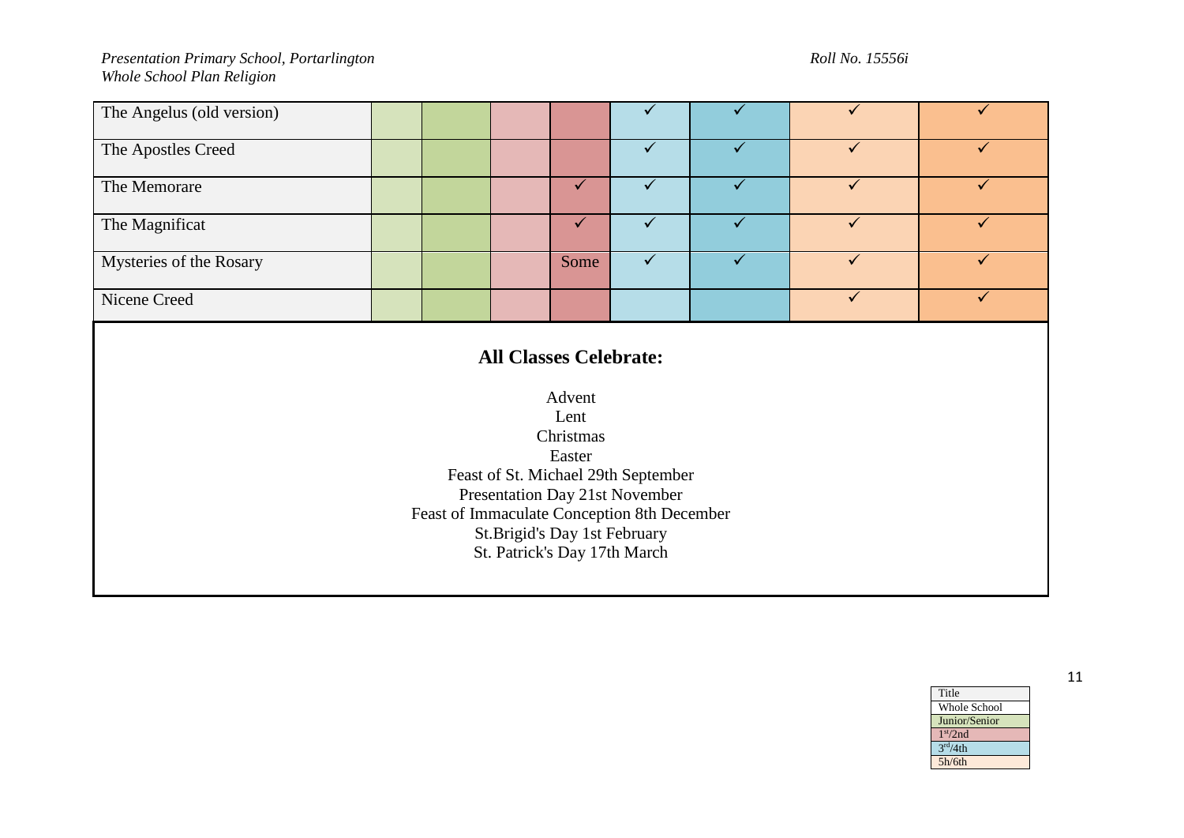| The Angelus (old version) | | | | | ✓ | ✓ | ✓ | ✓ |
|---|---|---|---|---|---|---|---|---|
| The Apostles Creed | | | | | ✓ | ✓ | ✓ | ✓ |
| The Memorare | | | | ✓ | ✓ | ✓ | ✓ | ✓ |
| The Magnificat | | | | ✓ | ✓ | ✓ | ✓ | ✓ |
| Mysteries of the Rosary | | | | Some | ✓ | ✓ | ✓ | ✓ |
| Nicene Creed | | | | | | | ✓ | ✓ |

## All Classes Celebrate:

Advent
Lent
Christmas
Easter
Feast of St. Michael 29th September
Presentation Day 21st November
Feast of Immaculate Conception 8th December
St.Brigid's Day 1st February
St. Patrick's Day 17th March

| Title |
|---|
| Whole School |
| Junior/Senior |
| 1st/2nd |
| 3rd/4th |
| 5h/6th |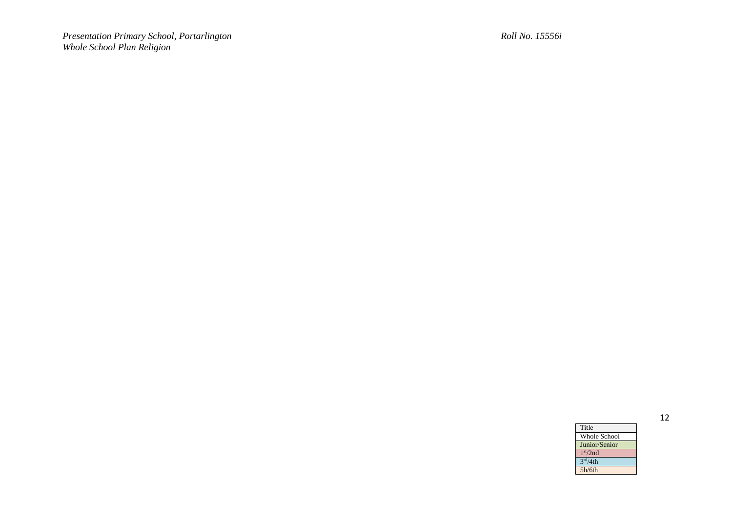| |
|---|
| Title |
| Whole School |
| Junior/Senior |
| 1st/2nd |
| 3rd/4th |
| 5h/6th |